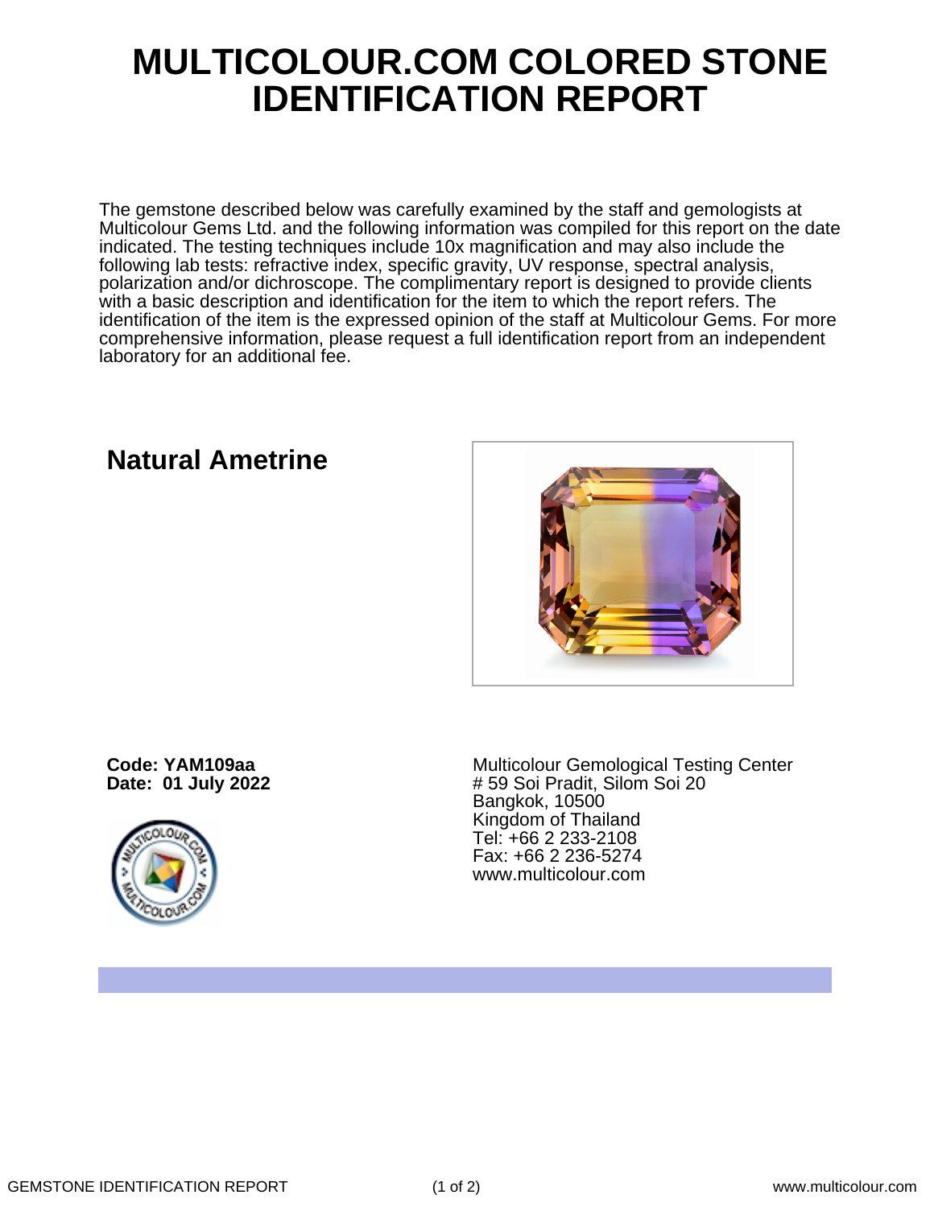# MULTICOLOUR.COM COLORED STONE IDENTIFICATION REPORT

The gemstone described below was carefully examined by the staff and gemologists at Multicolour Gems Ltd. and the following information was compiled for this report on the date indicated. The testing techniques include 10x magnification and may also include the following lab tests: refractive index, specific gravity, UV response, spectral analysis, polarization and/or dichroscope. The complimentary report is designed to provide clients with a basic description and identification for the item to which the report refers. The identification of the item is the expressed opinion of the staff at Multicolour Gems. For more comprehensive information, please request a full identification report from an independent laboratory for an additional fee.

## Natural Ametrine

**Code: YAM109aa**
**Date: 01 July 2022**

Multicolour Gemological Testing Center
# 59 Soi Pradit, Silom Soi 20
Bangkok, 10500
Kingdom of Thailand
Tel: +66 2 233-2108
Fax: +66 2 236-5274
www.multicolour.com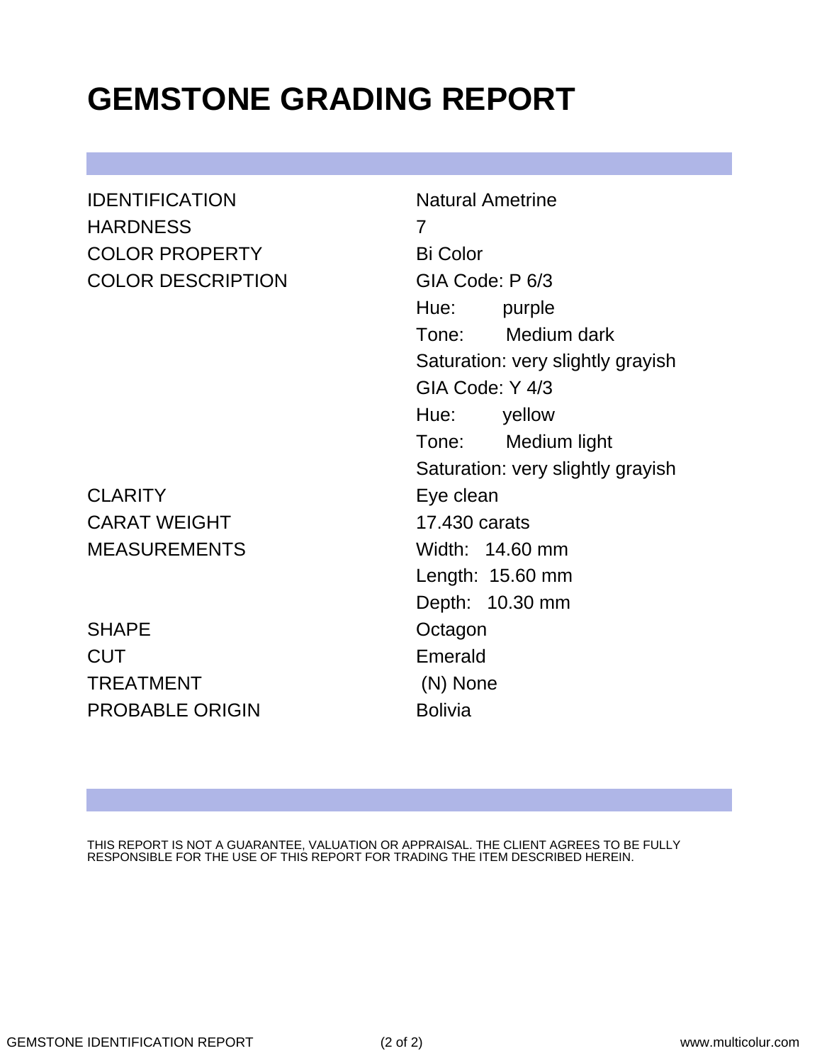# GEMSTONE GRADING REPORT

| | |
|---|---|
| IDENTIFICATION | Natural Ametrine |
| HARDNESS | 7 |
| COLOR PROPERTY | Bi Color |
| COLOR DESCRIPTION | GIA Code: P 6/3 |
| | Hue: purple |
| | Tone: Medium dark |
| | Saturation: very slightly grayish |
| | GIA Code: Y 4/3 |
| | Hue: yellow |
| | Tone: Medium light |
| | Saturation: very slightly grayish |
| CLARITY | Eye clean |
| CARAT WEIGHT | 17.430 carats |
| MEASUREMENTS | Width: 14.60 mm |
| | Length: 15.60 mm |
| | Depth: 10.30 mm |
| SHAPE | Octagon |
| CUT | Emerald |
| TREATMENT | (N) None |
| PROBABLE ORIGIN | Bolivia |

THIS REPORT IS NOT A GUARANTEE, VALUATION OR APPRAISAL. THE CLIENT AGREES TO BE FULLY RESPONSIBLE FOR THE USE OF THIS REPORT FOR TRADING THE ITEM DESCRIBED HEREIN.